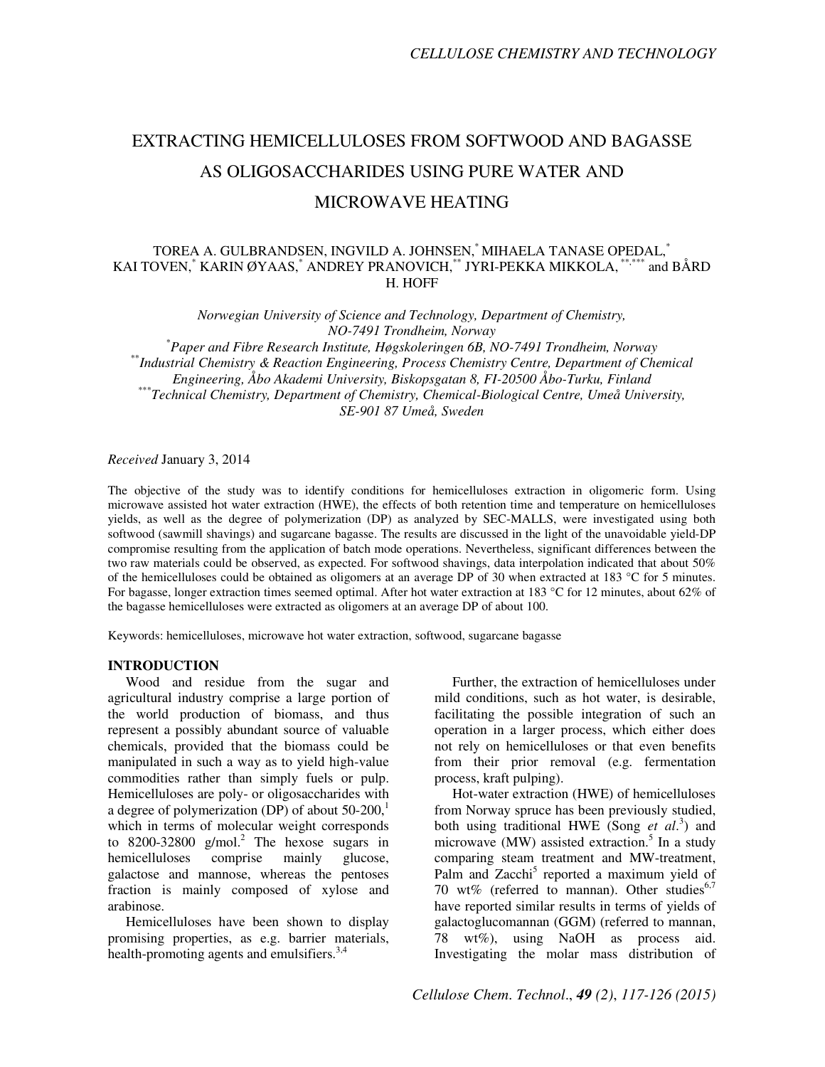# EXTRACTING HEMICELLULOSES FROM SOFTWOOD AND BAGASSE AS OLIGOSACCHARIDES USING PURE WATER AND MICROWAVE HEATING

TOREA A. GULBRANDSEN, INGVILD A. JOHNSEN,[*] MIHAELA TANASE OPEDAL,[*] KAI TOVEN,[*] KARIN ØYAAS,[*] ANDREY PRANOVICH,[**] JYRI-PEKKA MIKKOLA,[**,***] and BÅRD H. HOFF

*Norwegian University of Science and Technology, Department of Chemistry, NO-7491 Trondheim, Norway*
*[*]Paper and Fibre Research Institute, Høgskoleringen 6B, NO-7491 Trondheim, Norway*
*[**]Industrial Chemistry & Reaction Engineering, Process Chemistry Centre, Department of Chemical Engineering, Åbo Akademi University, Biskopsgatan 8, FI-20500 Åbo-Turku, Finland*
*[***]Technical Chemistry, Department of Chemistry, Chemical-Biological Centre, Umeå University, SE-901 87 Umeå, Sweden*

*Received* January 3, 2014

The objective of the study was to identify conditions for hemicelluloses extraction in oligomeric form. Using microwave assisted hot water extraction (HWE), the effects of both retention time and temperature on hemicelluloses yields, as well as the degree of polymerization (DP) as analyzed by SEC-MALLS, were investigated using both softwood (sawmill shavings) and sugarcane bagasse. The results are discussed in the light of the unavoidable yield-DP compromise resulting from the application of batch mode operations. Nevertheless, significant differences between the two raw materials could be observed, as expected. For softwood shavings, data interpolation indicated that about 50% of the hemicelluloses could be obtained as oligomers at an average DP of 30 when extracted at 183 °C for 5 minutes. For bagasse, longer extraction times seemed optimal. After hot water extraction at 183 °C for 12 minutes, about 62% of the bagasse hemicelluloses were extracted as oligomers at an average DP of about 100.

Keywords: hemicelluloses, microwave hot water extraction, softwood, sugarcane bagasse

## INTRODUCTION

Wood and residue from the sugar and agricultural industry comprise a large portion of the world production of biomass, and thus represent a possibly abundant source of valuable chemicals, provided that the biomass could be manipulated in such a way as to yield high-value commodities rather than simply fuels or pulp. Hemicelluloses are poly- or oligosaccharides with a degree of polymerization (DP) of about 50-200,[1] which in terms of molecular weight corresponds to 8200-32800 g/mol.[2] The hexose sugars in hemicelluloses comprise mainly glucose, galactose and mannose, whereas the pentoses fraction is mainly composed of xylose and arabinose.

Hemicelluloses have been shown to display promising properties, as e.g. barrier materials, health-promoting agents and emulsifiers.[3,4]

Further, the extraction of hemicelluloses under mild conditions, such as hot water, is desirable, facilitating the possible integration of such an operation in a larger process, which either does not rely on hemicelluloses or that even benefits from their prior removal (e.g. fermentation process, kraft pulping).

Hot-water extraction (HWE) of hemicelluloses from Norway spruce has been previously studied, both using traditional HWE (Song *et al*.[3]) and microwave (MW) assisted extraction.[5] In a study comparing steam treatment and MW-treatment, Palm and Zacchi[5] reported a maximum yield of 70 wt% (referred to mannan). Other studies[6,7] have reported similar results in terms of yields of galactoglucomannan (GGM) (referred to mannan, 78 wt%), using NaOH as process aid. Investigating the molar mass distribution of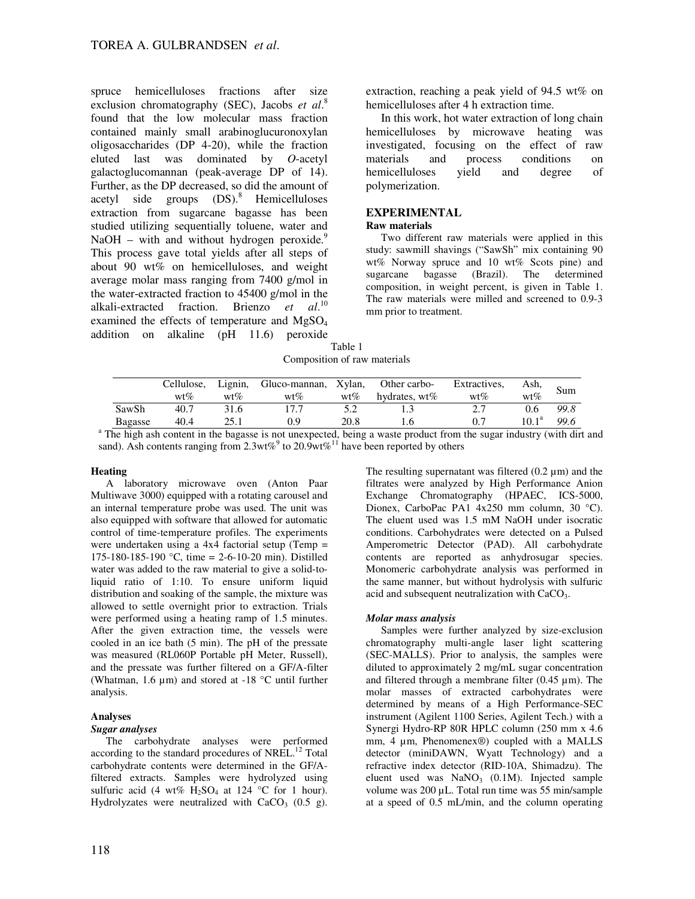spruce hemicelluloses fractions after size exclusion chromatography (SEC), Jacobs *et al.*[8] found that the low molecular mass fraction contained mainly small arabinoglucuronoxylan oligosaccharides (DP 4-20), while the fraction eluted last was dominated by *O*-acetyl galactoglucomannan (peak-average DP of 14). Further, as the DP decreased, so did the amount of acetyl side groups (DS).[8] Hemicelluloses extraction from sugarcane bagasse has been studied utilizing sequentially toluene, water and NaOH – with and without hydrogen peroxide.[9] This process gave total yields after all steps of about 90 wt% on hemicelluloses, and weight average molar mass ranging from 7400 g/mol in the water-extracted fraction to 45400 g/mol in the alkali-extracted fraction. Brienzo *et al.*[10] examined the effects of temperature and $MgSO_4$ addition on alkaline (pH 11.6) peroxide extraction, reaching a peak yield of 94.5 wt% on hemicelluloses after 4 h extraction time.

In this work, hot water extraction of long chain hemicelluloses by microwave heating was investigated, focusing on the effect of raw materials and process conditions on hemicelluloses yield and degree of polymerization.

## EXPERIMENTAL

### Raw materials

Two different raw materials were applied in this study: sawmill shavings ("SawSh" mix containing 90 wt% Norway spruce and 10 wt% Scots pine) and sugarcane bagasse (Brazil). The determined composition, in weight percent, is given in Table 1. The raw materials were milled and screened to 0.9-3 mm prior to treatment.

Table 1
Composition of raw materials

| | Cellulose, wt% | Lignin, wt% | Gluco-mannan, wt% | Xylan, wt% | Other carbo-hydrates, wt% | Extractives, wt% | Ash, wt% | Sum |
|---|---|---|---|---|---|---|---|---|
| SawSh | 40.7 | 31.6 | 17.7 | 5.2 | 1.3 | 2.7 | 0.6 | *99.8* |
| Bagasse | 40.4 | 25.1 | 0.9 | 20.8 | 1.6 | 0.7 | 10.1[a] | *99.6* |

[a] The high ash content in the bagasse is not unexpected, being a waste product from the sugar industry (with dirt and sand). Ash contents ranging from 2.3wt%[9] to 20.9wt%[11] have been reported by others

### Heating

A laboratory microwave oven (Anton Paar Multiwave 3000) equipped with a rotating carousel and an internal temperature probe was used. The unit was also equipped with software that allowed for automatic control of time-temperature profiles. The experiments were undertaken using a 4x4 factorial setup (Temp = 175-180-185-190 °C, time = 2-6-10-20 min). Distilled water was added to the raw material to give a solid-to-liquid ratio of 1:10. To ensure uniform liquid distribution and soaking of the sample, the mixture was allowed to settle overnight prior to extraction. Trials were performed using a heating ramp of 1.5 minutes. After the given extraction time, the vessels were cooled in an ice bath (5 min). The pH of the pressate was measured (RL060P Portable pH Meter, Russell), and the pressate was further filtered on a GF/A-filter (Whatman, 1.6 µm) and stored at -18 °C until further analysis.

### Analyses

#### *Sugar analyses*

The carbohydrate analyses were performed according to the standard procedures of NREL.[12] Total carbohydrate contents were determined in the GF/A-filtered extracts. Samples were hydrolyzed using sulfuric acid (4 wt% $H_2SO_4$ at 124 °C for 1 hour). Hydrolyzates were neutralized with $CaCO_3$ (0.5 g). The resulting supernatant was filtered (0.2 µm) and the filtrates were analyzed by High Performance Anion Exchange Chromatography (HPAEC, ICS-5000, Dionex, CarboPac PA1 4x250 mm column, 30 °C). The eluent used was 1.5 mM NaOH under isocratic conditions. Carbohydrates were detected on a Pulsed Amperometric Detector (PAD). All carbohydrate contents are reported as anhydrosugar species. Monomeric carbohydrate analysis was performed in the same manner, but without hydrolysis with sulfuric acid and subsequent neutralization with $CaCO_3$.

#### *Molar mass analysis*

Samples were further analyzed by size-exclusion chromatography multi-angle laser light scattering (SEC-MALLS). Prior to analysis, the samples were diluted to approximately 2 mg/mL sugar concentration and filtered through a membrane filter (0.45 µm). The molar masses of extracted carbohydrates were determined by means of a High Performance-SEC instrument (Agilent 1100 Series, Agilent Tech.) with a Synergi Hydro-RP 80R HPLC column (250 mm x 4.6 mm, 4 µm, Phenomenex®) coupled with a MALLS detector (miniDAWN, Wyatt Technology) and a refractive index detector (RID-10A, Shimadzu). The eluent used was $NaNO_3$ (0.1M). Injected sample volume was 200 µL. Total run time was 55 min/sample at a speed of 0.5 mL/min, and the column operating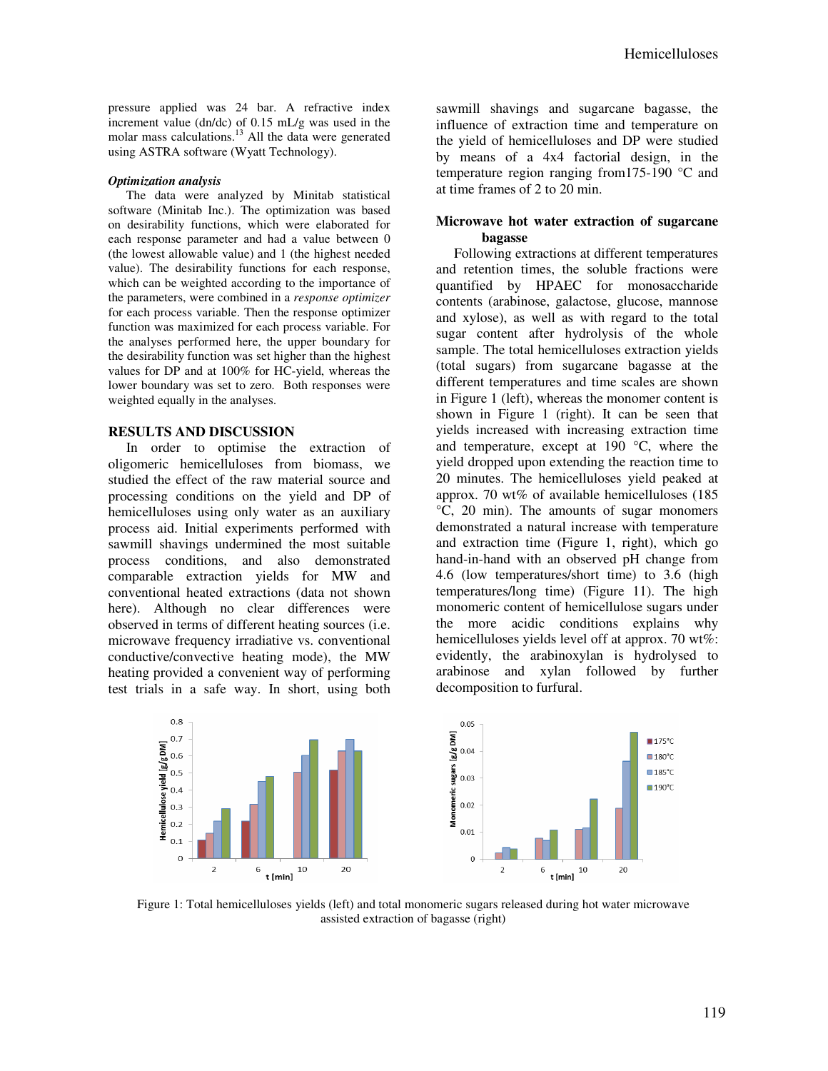pressure applied was 24 bar. A refractive index increment value (dn/dc) of 0.15 mL/g was used in the molar mass calculations.[13] All the data were generated using ASTRA software (Wyatt Technology).

***Optimization analysis***

The data were analyzed by Minitab statistical software (Minitab Inc.). The optimization was based on desirability functions, which were elaborated for each response parameter and had a value between 0 (the lowest allowable value) and 1 (the highest needed value). The desirability functions for each response, which can be weighted according to the importance of the parameters, were combined in a *response optimizer* for each process variable. Then the response optimizer function was maximized for each process variable. For the analyses performed here, the upper boundary for the desirability function was set higher than the highest values for DP and at 100% for HC-yield, whereas the lower boundary was set to zero. Both responses were weighted equally in the analyses.

## RESULTS AND DISCUSSION

In order to optimise the extraction of oligomeric hemicelluloses from biomass, we studied the effect of the raw material source and processing conditions on the yield and DP of hemicelluloses using only water as an auxiliary process aid. Initial experiments performed with sawmill shavings undermined the most suitable process conditions, and also demonstrated comparable extraction yields for MW and conventional heated extractions (data not shown here). Although no clear differences were observed in terms of different heating sources (i.e. microwave frequency irradiative vs. conventional conductive/convective heating mode), the MW heating provided a convenient way of performing test trials in a safe way. In short, using both sawmill shavings and sugarcane bagasse, the influence of extraction time and temperature on the yield of hemicelluloses and DP were studied by means of a 4x4 factorial design, in the temperature region ranging from175-190 °C and at time frames of 2 to 20 min.

### Microwave hot water extraction of sugarcane bagasse

Following extractions at different temperatures and retention times, the soluble fractions were quantified by HPAEC for monosaccharide contents (arabinose, galactose, glucose, mannose and xylose), as well as with regard to the total sugar content after hydrolysis of the whole sample. The total hemicelluloses extraction yields (total sugars) from sugarcane bagasse at the different temperatures and time scales are shown in Figure 1 (left), whereas the monomer content is shown in Figure 1 (right). It can be seen that yields increased with increasing extraction time and temperature, except at 190 °C, where the yield dropped upon extending the reaction time to 20 minutes. The hemicelluloses yield peaked at approx. 70 wt% of available hemicelluloses (185 °C, 20 min). The amounts of sugar monomers demonstrated a natural increase with temperature and extraction time (Figure 1, right), which go hand-in-hand with an observed pH change from 4.6 (low temperatures/short time) to 3.6 (high temperatures/long time) (Figure 11). The high monomeric content of hemicellulose sugars under the more acidic conditions explains why hemicelluloses yields level off at approx. 70 wt%: evidently, the arabinoxylan is hydrolysed to arabinose and xylan followed by further decomposition to furfural.

Figure 1: Total hemicelluloses yields (left) and total monomeric sugars released during hot water microwave assisted extraction of bagasse (right)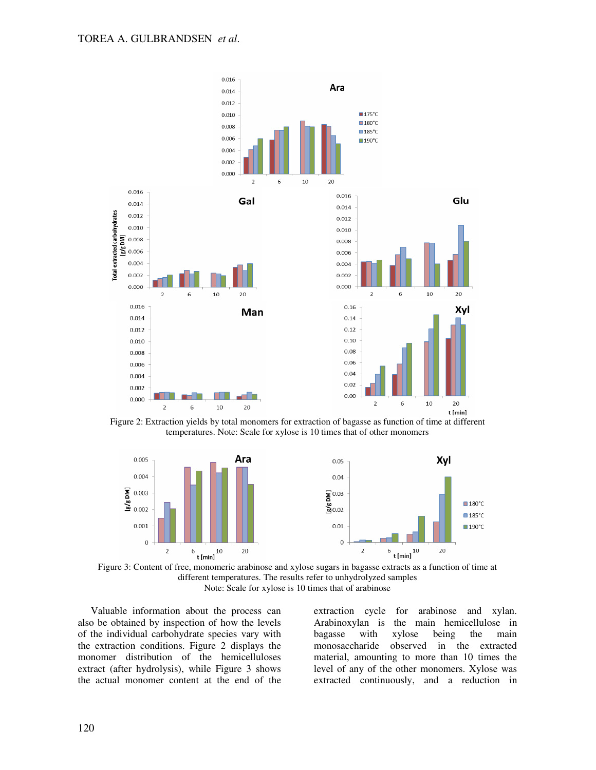Figure 2: Extraction yields by total monomers for extraction of bagasse as function of time at different temperatures. Note: Scale for xylose is 10 times that of other monomers

Figure 3: Content of free, monomeric arabinose and xylose sugars in bagasse extracts as a function of time at different temperatures. The results refer to unhydrolyzed samples
Note: Scale for xylose is 10 times that of arabinose

Valuable information about the process can also be obtained by inspection of how the levels of the individual carbohydrate species vary with the extraction conditions. Figure 2 displays the monomer distribution of the hemicelluloses extract (after hydrolysis), while Figure 3 shows the actual monomer content at the end of the extraction cycle for arabinose and xylan. Arabinoxylan is the main hemicellulose in bagasse with xylose being the main monosaccharide observed in the extracted material, amounting to more than 10 times the level of any of the other monomers. Xylose was extracted continuously, and a reduction in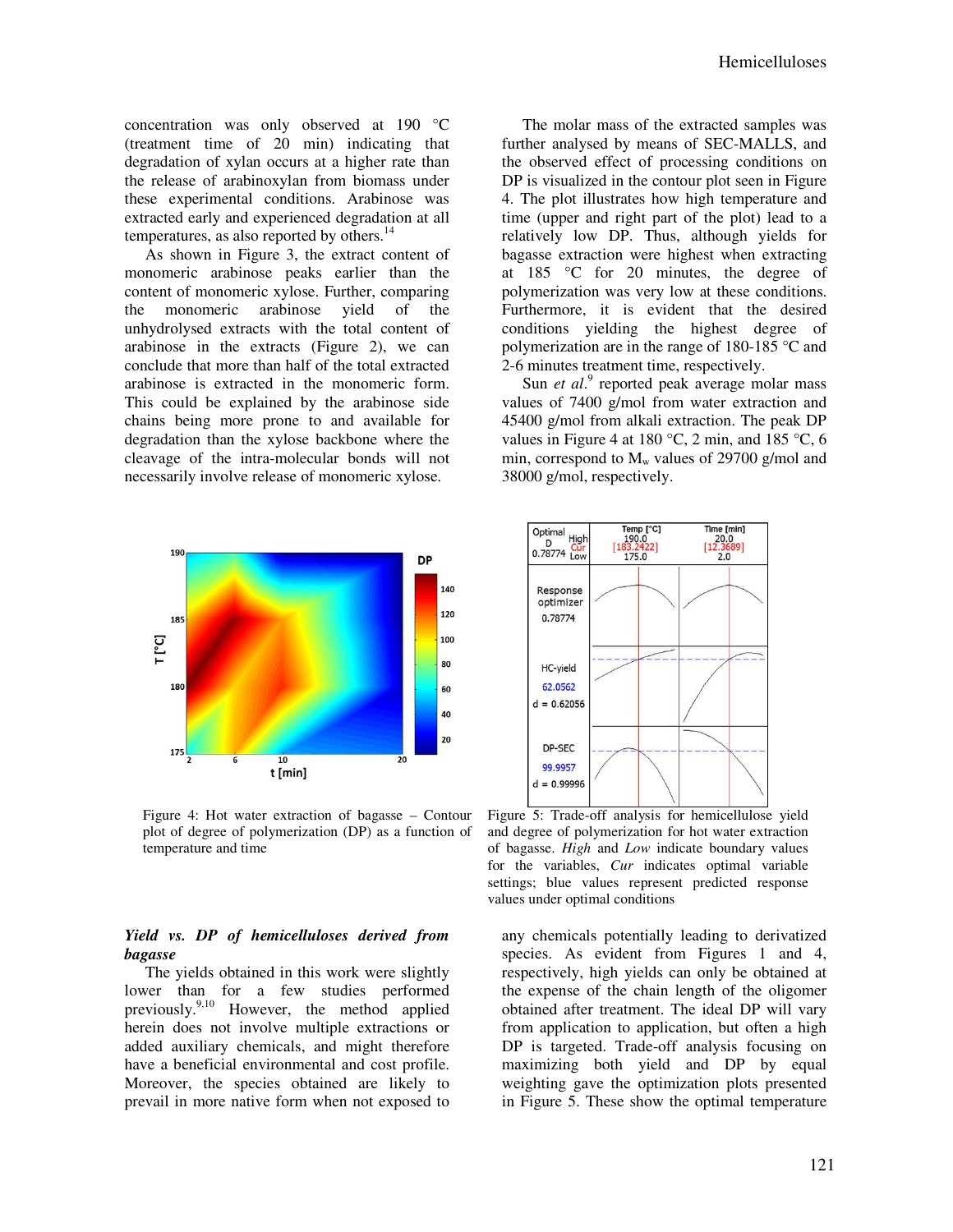concentration was only observed at 190 °C (treatment time of 20 min) indicating that degradation of xylan occurs at a higher rate than the release of arabinoxylan from biomass under these experimental conditions. Arabinose was extracted early and experienced degradation at all temperatures, as also reported by others.[14]

As shown in Figure 3, the extract content of monomeric arabinose peaks earlier than the content of monomeric xylose. Further, comparing the monomeric arabinose yield of the unhydrolysed extracts with the total content of arabinose in the extracts (Figure 2), we can conclude that more than half of the total extracted arabinose is extracted in the monomeric form. This could be explained by the arabinose side chains being more prone to and available for degradation than the xylose backbone where the cleavage of the intra-molecular bonds will not necessarily involve release of monomeric xylose.

The molar mass of the extracted samples was further analysed by means of SEC-MALLS, and the observed effect of processing conditions on DP is visualized in the contour plot seen in Figure 4. The plot illustrates how high temperature and time (upper and right part of the plot) lead to a relatively low DP. Thus, although yields for bagasse extraction were highest when extracting at 185 °C for 20 minutes, the degree of polymerization was very low at these conditions. Furthermore, it is evident that the desired conditions yielding the highest degree of polymerization are in the range of 180-185 °C and 2-6 minutes treatment time, respectively.

Sun *et al*.[9] reported peak average molar mass values of 7400 g/mol from water extraction and 45400 g/mol from alkali extraction. The peak DP values in Figure 4 at 180 °C, 2 min, and 185 °C, 6 min, correspond to $M_w$ values of 29700 g/mol and 38000 g/mol, respectively.

Figure 4: Hot water extraction of bagasse – Contour plot of degree of polymerization (DP) as a function of temperature and time

Figure 5: Trade-off analysis for hemicellulose yield and degree of polymerization for hot water extraction of bagasse. *High* and *Low* indicate boundary values for the variables, *Cur* indicates optimal variable settings; blue values represent predicted response values under optimal conditions

***Yield vs. DP of hemicelluloses derived from bagasse***

The yields obtained in this work were slightly lower than for a few studies performed previously.[9,10] However, the method applied herein does not involve multiple extractions or added auxiliary chemicals, and might therefore have a beneficial environmental and cost profile. Moreover, the species obtained are likely to prevail in more native form when not exposed to any chemicals potentially leading to derivatized species. As evident from Figures 1 and 4, respectively, high yields can only be obtained at the expense of the chain length of the oligomer obtained after treatment. The ideal DP will vary from application to application, but often a high DP is targeted. Trade-off analysis focusing on maximizing both yield and DP by equal weighting gave the optimization plots presented in Figure 5. These show the optimal temperature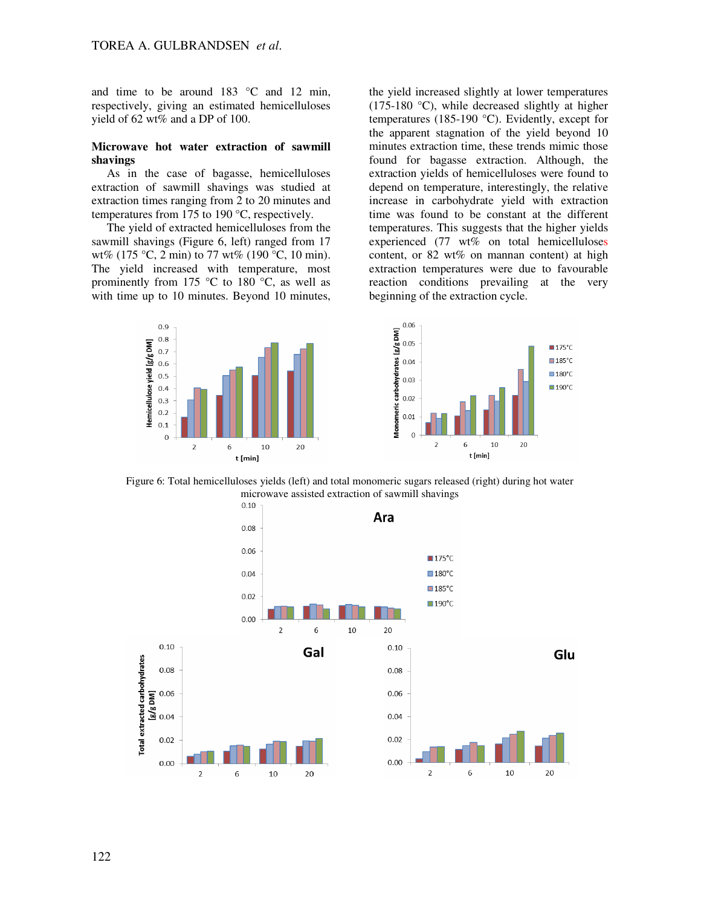and time to be around 183 °C and 12 min, respectively, giving an estimated hemicelluloses yield of 62 wt% and a DP of 100.

**Microwave hot water extraction of sawmill shavings**

As in the case of bagasse, hemicelluloses extraction of sawmill shavings was studied at extraction times ranging from 2 to 20 minutes and temperatures from 175 to 190 °C, respectively.

The yield of extracted hemicelluloses from the sawmill shavings (Figure 6, left) ranged from 17 wt% (175 °C, 2 min) to 77 wt% (190 °C, 10 min). The yield increased with temperature, most prominently from 175 °C to 180 °C, as well as with time up to 10 minutes. Beyond 10 minutes, the yield increased slightly at lower temperatures (175-180 °C), while decreased slightly at higher temperatures (185-190 °C). Evidently, except for the apparent stagnation of the yield beyond 10 minutes extraction time, these trends mimic those found for bagasse extraction. Although, the extraction yields of hemicelluloses were found to depend on temperature, interestingly, the relative increase in carbohydrate yield with extraction time was found to be constant at the different temperatures. This suggests that the higher yields experienced (77 wt% on total hemicelluloses content, or 82 wt% on mannan content) at high extraction temperatures were due to favourable reaction conditions prevailing at the very beginning of the extraction cycle.

Figure 6: Total hemicelluloses yields (left) and total monomeric sugars released (right) during hot water microwave assisted extraction of sawmill shavings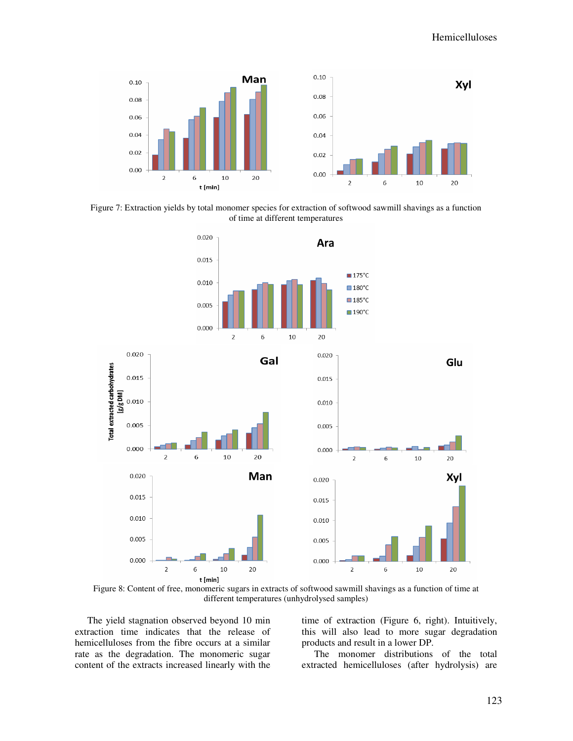Figure 7: Extraction yields by total monomer species for extraction of softwood sawmill shavings as a function of time at different temperatures

Figure 8: Content of free, monomeric sugars in extracts of softwood sawmill shavings as a function of time at different temperatures (unhydrolysed samples)

The yield stagnation observed beyond 10 min extraction time indicates that the release of hemicelluloses from the fibre occurs at a similar rate as the degradation. The monomeric sugar content of the extracts increased linearly with the time of extraction (Figure 6, right). Intuitively, this will also lead to more sugar degradation products and result in a lower DP.

The monomer distributions of the total extracted hemicelluloses (after hydrolysis) are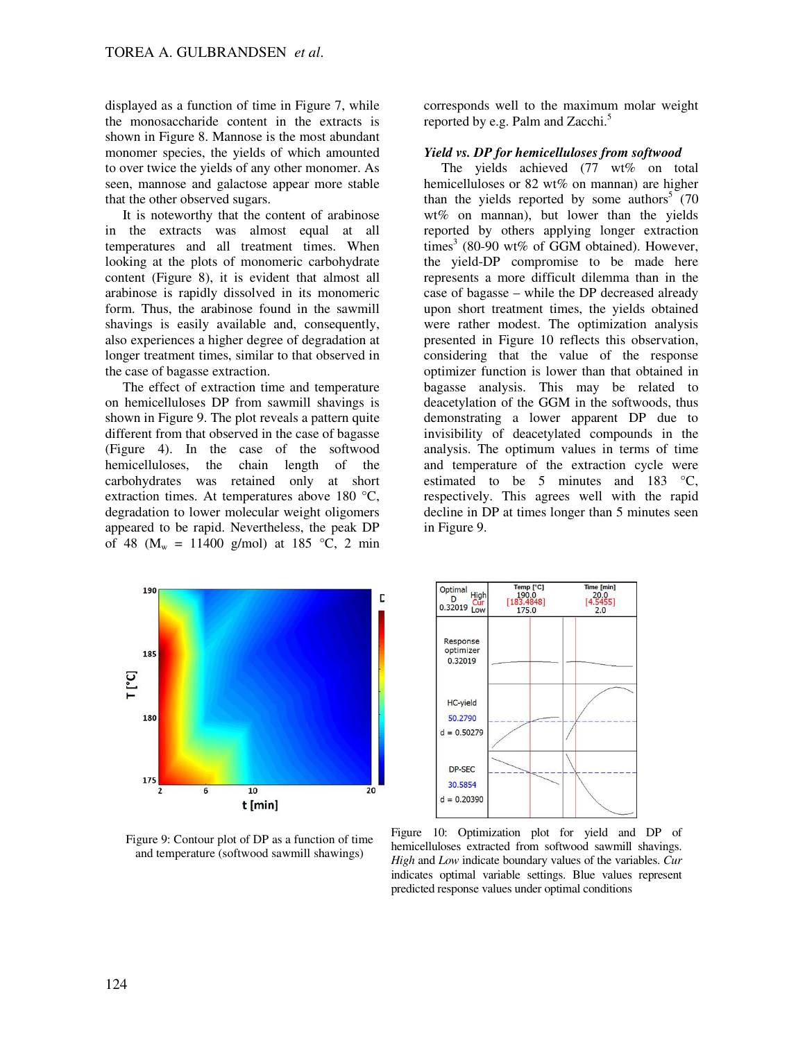displayed as a function of time in Figure 7, while the monosaccharide content in the extracts is shown in Figure 8. Mannose is the most abundant monomer species, the yields of which amounted to over twice the yields of any other monomer. As seen, mannose and galactose appear more stable that the other observed sugars.

It is noteworthy that the content of arabinose in the extracts was almost equal at all temperatures and all treatment times. When looking at the plots of monomeric carbohydrate content (Figure 8), it is evident that almost all arabinose is rapidly dissolved in its monomeric form. Thus, the arabinose found in the sawmill shavings is easily available and, consequently, also experiences a higher degree of degradation at longer treatment times, similar to that observed in the case of bagasse extraction.

The effect of extraction time and temperature on hemicelluloses DP from sawmill shavings is shown in Figure 9. The plot reveals a pattern quite different from that observed in the case of bagasse (Figure 4). In the case of the softwood hemicelluloses, the chain length of the carbohydrates was retained only at short extraction times. At temperatures above 180 °C, degradation to lower molecular weight oligomers appeared to be rapid. Nevertheless, the peak DP of 48 ($M_w$ = 11400 g/mol) at 185 °C, 2 min corresponds well to the maximum molar weight reported by e.g. Palm and Zacchi.[5]

### *Yield vs. DP for hemicelluloses from softwood*

The yields achieved (77 wt% on total hemicelluloses or 82 wt% on mannan) are higher than the yields reported by some authors[5] (70 wt% on mannan), but lower than the yields reported by others applying longer extraction times[3] (80-90 wt% of GGM obtained). However, the yield-DP compromise to be made here represents a more difficult dilemma than in the case of bagasse – while the DP decreased already upon short treatment times, the yields obtained were rather modest. The optimization analysis presented in Figure 10 reflects this observation, considering that the value of the response optimizer function is lower than that obtained in bagasse analysis. This may be related to deacetylation of the GGM in the softwoods, thus demonstrating a lower apparent DP due to invisibility of deacetylated compounds in the analysis. The optimum values in terms of time and temperature of the extraction cycle were estimated to be 5 minutes and 183 °C, respectively. This agrees well with the rapid decline in DP at times longer than 5 minutes seen in Figure 9.

Figure 9: Contour plot of DP as a function of time and temperature (softwood sawmill shavings)

Figure 10: Optimization plot for yield and DP of hemicelluloses extracted from softwood sawmill shavings. *High* and *Low* indicate boundary values of the variables. *Cur* indicates optimal variable settings. Blue values represent predicted response values under optimal conditions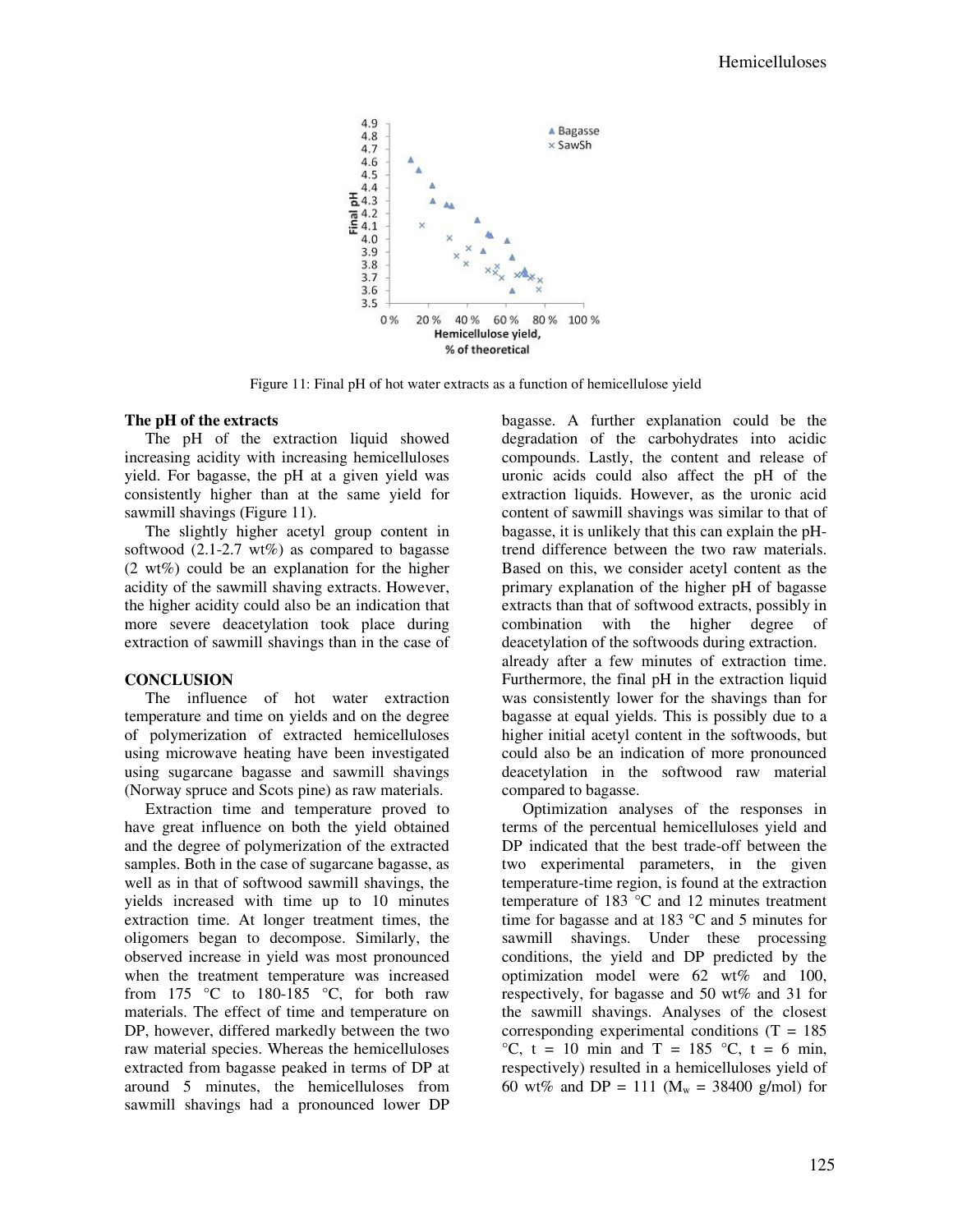Figure 11: Final pH of hot water extracts as a function of hemicellulose yield

**The pH of the extracts**

The pH of the extraction liquid showed increasing acidity with increasing hemicelluloses yield. For bagasse, the pH at a given yield was consistently higher than at the same yield for sawmill shavings (Figure 11).

The slightly higher acetyl group content in softwood (2.1-2.7 wt%) as compared to bagasse (2 wt%) could be an explanation for the higher acidity of the sawmill shaving extracts. However, the higher acidity could also be an indication that more severe deacetylation took place during extraction of sawmill shavings than in the case of bagasse. A further explanation could be the degradation of the carbohydrates into acidic compounds. Lastly, the content and release of uronic acids could also affect the pH of the extraction liquids. However, as the uronic acid content of sawmill shavings was similar to that of bagasse, it is unlikely that this can explain the pH-trend difference between the two raw materials. Based on this, we consider acetyl content as the primary explanation of the higher pH of bagasse extracts than that of softwood extracts, possibly in combination with the higher degree of deacetylation of the softwoods during extraction.

**CONCLUSION**

The influence of hot water extraction temperature and time on yields and on the degree of polymerization of extracted hemicelluloses using microwave heating have been investigated using sugarcane bagasse and sawmill shavings (Norway spruce and Scots pine) as raw materials.

Extraction time and temperature proved to have great influence on both the yield obtained and the degree of polymerization of the extracted samples. Both in the case of sugarcane bagasse, as well as in that of softwood sawmill shavings, the yields increased with time up to 10 minutes extraction time. At longer treatment times, the oligomers began to decompose. Similarly, the observed increase in yield was most pronounced when the treatment temperature was increased from 175 °C to 180-185 °C, for both raw materials. The effect of time and temperature on DP, however, differed markedly between the two raw material species. Whereas the hemicelluloses extracted from bagasse peaked in terms of DP at around 5 minutes, the hemicelluloses from sawmill shavings had a pronounced lower DP already after a few minutes of extraction time. Furthermore, the final pH in the extraction liquid was consistently lower for the shavings than for bagasse at equal yields. This is possibly due to a higher initial acetyl content in the softwoods, but could also be an indication of more pronounced deacetylation in the softwood raw material compared to bagasse.

Optimization analyses of the responses in terms of the percentual hemicelluloses yield and DP indicated that the best trade-off between the two experimental parameters, in the given temperature-time region, is found at the extraction temperature of 183 °C and 12 minutes treatment time for bagasse and at 183 °C and 5 minutes for sawmill shavings. Under these processing conditions, the yield and DP predicted by the optimization model were 62 wt% and 100, respectively, for bagasse and 50 wt% and 31 for the sawmill shavings. Analyses of the closest corresponding experimental conditions ($T = 185$ °C, $t = 10$ min and $T = 185$ °C, $t = 6$ min, respectively) resulted in a hemicelluloses yield of 60 wt% and DP = 111 ($M_w = 38400$ g/mol) for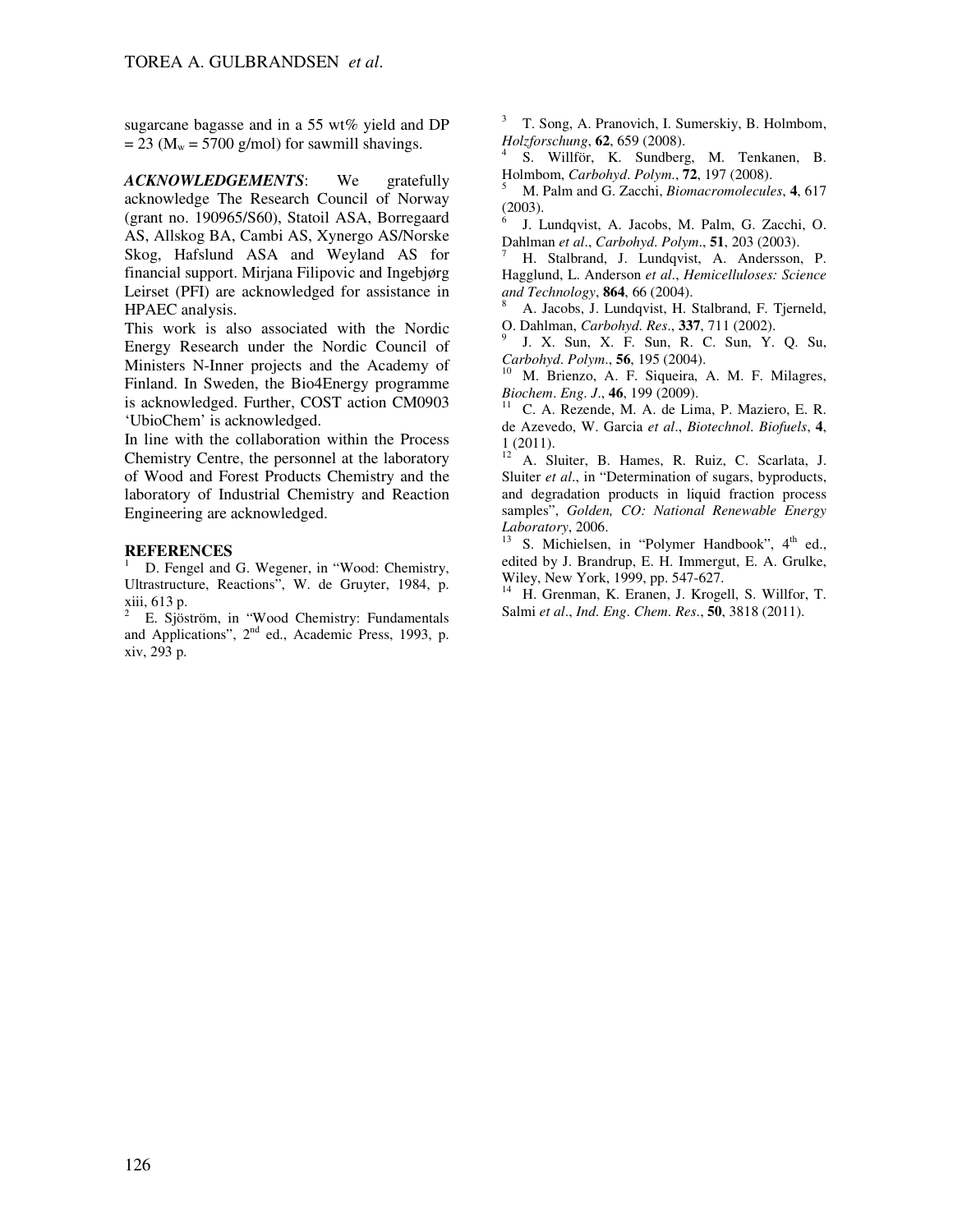sugarcane bagasse and in a 55 wt% yield and DP = 23 ($M_w$ = 5700 g/mol) for sawmill shavings.

***ACKNOWLEDGEMENTS***: We gratefully acknowledge The Research Council of Norway (grant no. 190965/S60), Statoil ASA, Borregaard AS, Allskog BA, Cambi AS, Xynergo AS/Norske Skog, Hafslund ASA and Weyland AS for financial support. Mirjana Filipovic and Ingebjørg Leirset (PFI) are acknowledged for assistance in HPAEC analysis.

This work is also associated with the Nordic Energy Research under the Nordic Council of Ministers N-Inner projects and the Academy of Finland. In Sweden, the Bio4Energy programme is acknowledged. Further, COST action CM0903 'UbioChem' is acknowledged.

In line with the collaboration within the Process Chemistry Centre, the personnel at the laboratory of Wood and Forest Products Chemistry and the laboratory of Industrial Chemistry and Reaction Engineering are acknowledged.

## REFERENCES

[1] D. Fengel and G. Wegener, in "Wood: Chemistry, Ultrastructure, Reactions", W. de Gruyter, 1984, p. xiii, 613 p.

[2] E. Sjöström, in "Wood Chemistry: Fundamentals and Applications", 2nd ed., Academic Press, 1993, p. xiv, 293 p.

[3] T. Song, A. Pranovich, I. Sumerskiy, B. Holmbom, *Holzforschung*, **62**, 659 (2008).

[4] S. Willför, K. Sundberg, M. Tenkanen, B. Holmbom, *Carbohyd. Polym.*, **72**, 197 (2008).

[5] M. Palm and G. Zacchi, *Biomacromolecules*, **4**, 617 (2003).

[6] J. Lundqvist, A. Jacobs, M. Palm, G. Zacchi, O. Dahlman *et al*., *Carbohyd. Polym.*, **51**, 203 (2003).

[7] H. Stalbrand, J. Lundqvist, A. Andersson, P. Hagglund, L. Anderson *et al*., *Hemicelluloses: Science and Technology*, **864**, 66 (2004).

[8] A. Jacobs, J. Lundqvist, H. Stalbrand, F. Tjerneld, O. Dahlman, *Carbohyd. Res.*, **337**, 711 (2002).

[9] J. X. Sun, X. F. Sun, R. C. Sun, Y. Q. Su, *Carbohyd. Polym.*, **56**, 195 (2004).

[10] M. Brienzo, A. F. Siqueira, A. M. F. Milagres, *Biochem. Eng. J.*, **46**, 199 (2009).

[11] C. A. Rezende, M. A. de Lima, P. Maziero, E. R. de Azevedo, W. Garcia *et al*., *Biotechnol. Biofuels*, **4**, 1 (2011).

[12] A. Sluiter, B. Hames, R. Ruiz, C. Scarlata, J. Sluiter *et al*., in "Determination of sugars, byproducts, and degradation products in liquid fraction process samples", *Golden, CO: National Renewable Energy Laboratory*, 2006.

[13] S. Michielsen, in "Polymer Handbook", 4th ed., edited by J. Brandrup, E. H. Immergut, E. A. Grulke, Wiley, New York, 1999, pp. 547-627.

[14] H. Grenman, K. Eranen, J. Krogell, S. Willfor, T. Salmi *et al*., *Ind. Eng. Chem. Res.*, **50**, 3818 (2011).